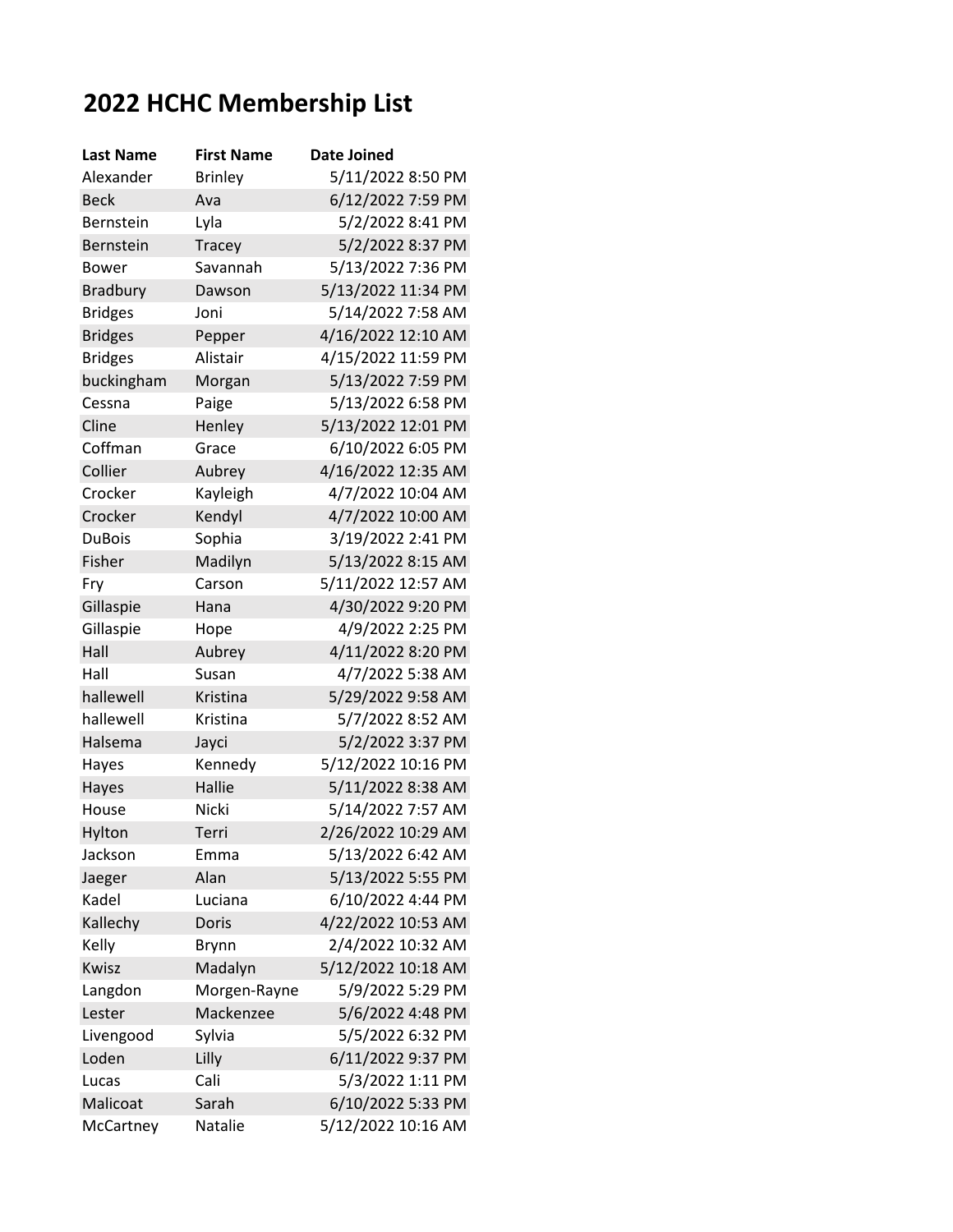# 2022 HCHC Membership List

| Last Name | First Name | Date Joined |
|---|---|---|
| Alexander | Brinley | 5/11/2022 8:50 PM |
| Beck | Ava | 6/12/2022 7:59 PM |
| Bernstein | Lyla | 5/2/2022 8:41 PM |
| Bernstein | Tracey | 5/2/2022 8:37 PM |
| Bower | Savannah | 5/13/2022 7:36 PM |
| Bradbury | Dawson | 5/13/2022 11:34 PM |
| Bridges | Joni | 5/14/2022 7:58 AM |
| Bridges | Pepper | 4/16/2022 12:10 AM |
| Bridges | Alistair | 4/15/2022 11:59 PM |
| buckingham | Morgan | 5/13/2022 7:59 PM |
| Cessna | Paige | 5/13/2022 6:58 PM |
| Cline | Henley | 5/13/2022 12:01 PM |
| Coffman | Grace | 6/10/2022 6:05 PM |
| Collier | Aubrey | 4/16/2022 12:35 AM |
| Crocker | Kayleigh | 4/7/2022 10:04 AM |
| Crocker | Kendyl | 4/7/2022 10:00 AM |
| DuBois | Sophia | 3/19/2022 2:41 PM |
| Fisher | Madilyn | 5/13/2022 8:15 AM |
| Fry | Carson | 5/11/2022 12:57 AM |
| Gillaspie | Hana | 4/30/2022 9:20 PM |
| Gillaspie | Hope | 4/9/2022 2:25 PM |
| Hall | Aubrey | 4/11/2022 8:20 PM |
| Hall | Susan | 4/7/2022 5:38 AM |
| hallewell | Kristina | 5/29/2022 9:58 AM |
| hallewell | Kristina | 5/7/2022 8:52 AM |
| Halsema | Jayci | 5/2/2022 3:37 PM |
| Hayes | Kennedy | 5/12/2022 10:16 PM |
| Hayes | Hallie | 5/11/2022 8:38 AM |
| House | Nicki | 5/14/2022 7:57 AM |
| Hylton | Terri | 2/26/2022 10:29 AM |
| Jackson | Emma | 5/13/2022 6:42 AM |
| Jaeger | Alan | 5/13/2022 5:55 PM |
| Kadel | Luciana | 6/10/2022 4:44 PM |
| Kallechy | Doris | 4/22/2022 10:53 AM |
| Kelly | Brynn | 2/4/2022 10:32 AM |
| Kwisz | Madalyn | 5/12/2022 10:18 AM |
| Langdon | Morgen-Rayne | 5/9/2022 5:29 PM |
| Lester | Mackenzee | 5/6/2022 4:48 PM |
| Livengood | Sylvia | 5/5/2022 6:32 PM |
| Loden | Lilly | 6/11/2022 9:37 PM |
| Lucas | Cali | 5/3/2022 1:11 PM |
| Malicoat | Sarah | 6/10/2022 5:33 PM |
| McCartney | Natalie | 5/12/2022 10:16 AM |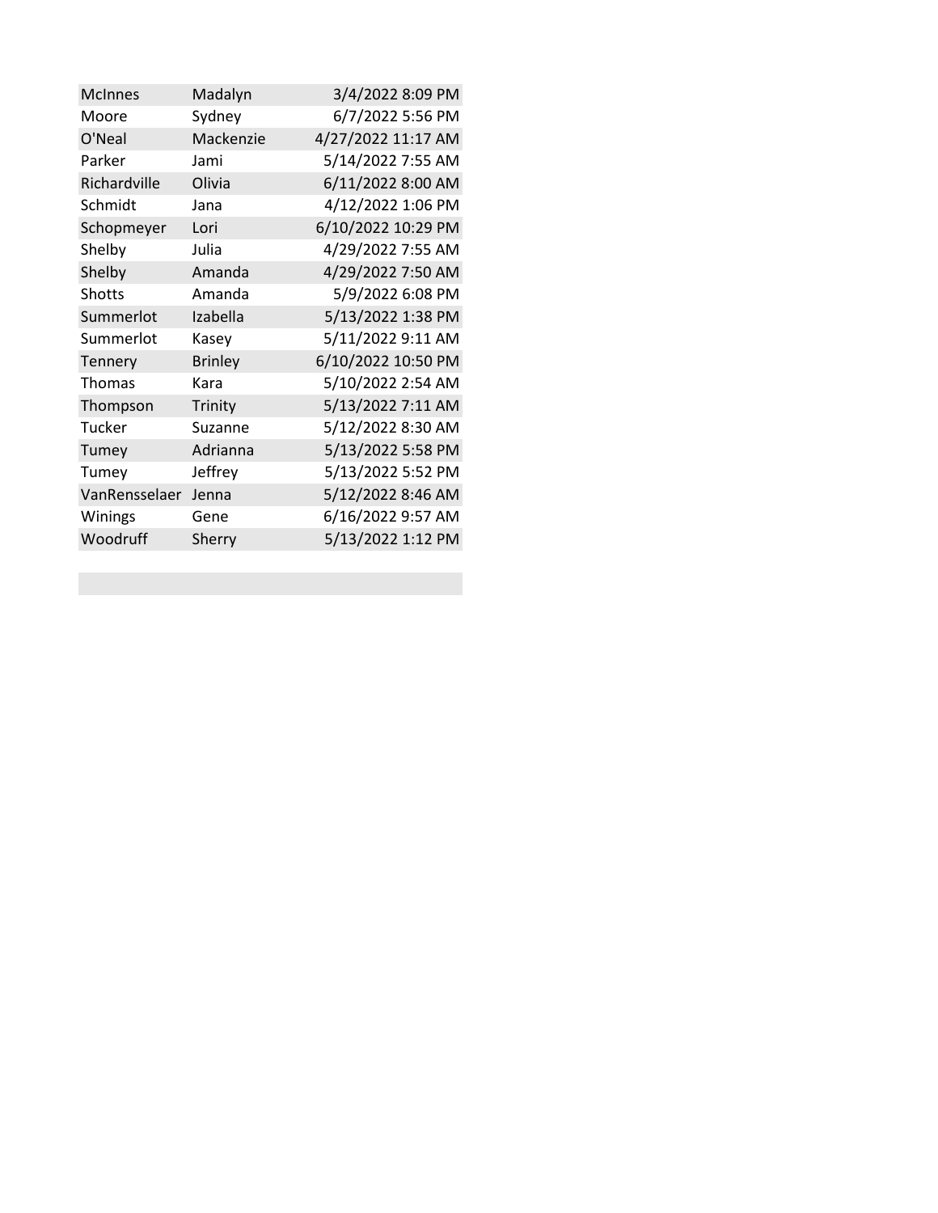| | | |
|---|---|---|
| McInnes | Madalyn | 3/4/2022 8:09 PM |
| Moore | Sydney | 6/7/2022 5:56 PM |
| O'Neal | Mackenzie | 4/27/2022 11:17 AM |
| Parker | Jami | 5/14/2022 7:55 AM |
| Richardville | Olivia | 6/11/2022 8:00 AM |
| Schmidt | Jana | 4/12/2022 1:06 PM |
| Schopmeyer | Lori | 6/10/2022 10:29 PM |
| Shelby | Julia | 4/29/2022 7:55 AM |
| Shelby | Amanda | 4/29/2022 7:50 AM |
| Shotts | Amanda | 5/9/2022 6:08 PM |
| Summerlot | Izabella | 5/13/2022 1:38 PM |
| Summerlot | Kasey | 5/11/2022 9:11 AM |
| Tennery | Brinley | 6/10/2022 10:50 PM |
| Thomas | Kara | 5/10/2022 2:54 AM |
| Thompson | Trinity | 5/13/2022 7:11 AM |
| Tucker | Suzanne | 5/12/2022 8:30 AM |
| Tumey | Adrianna | 5/13/2022 5:58 PM |
| Tumey | Jeffrey | 5/13/2022 5:52 PM |
| VanRensselaer | Jenna | 5/12/2022 8:46 AM |
| Winings | Gene | 6/16/2022 9:57 AM |
| Woodruff | Sherry | 5/13/2022 1:12 PM |